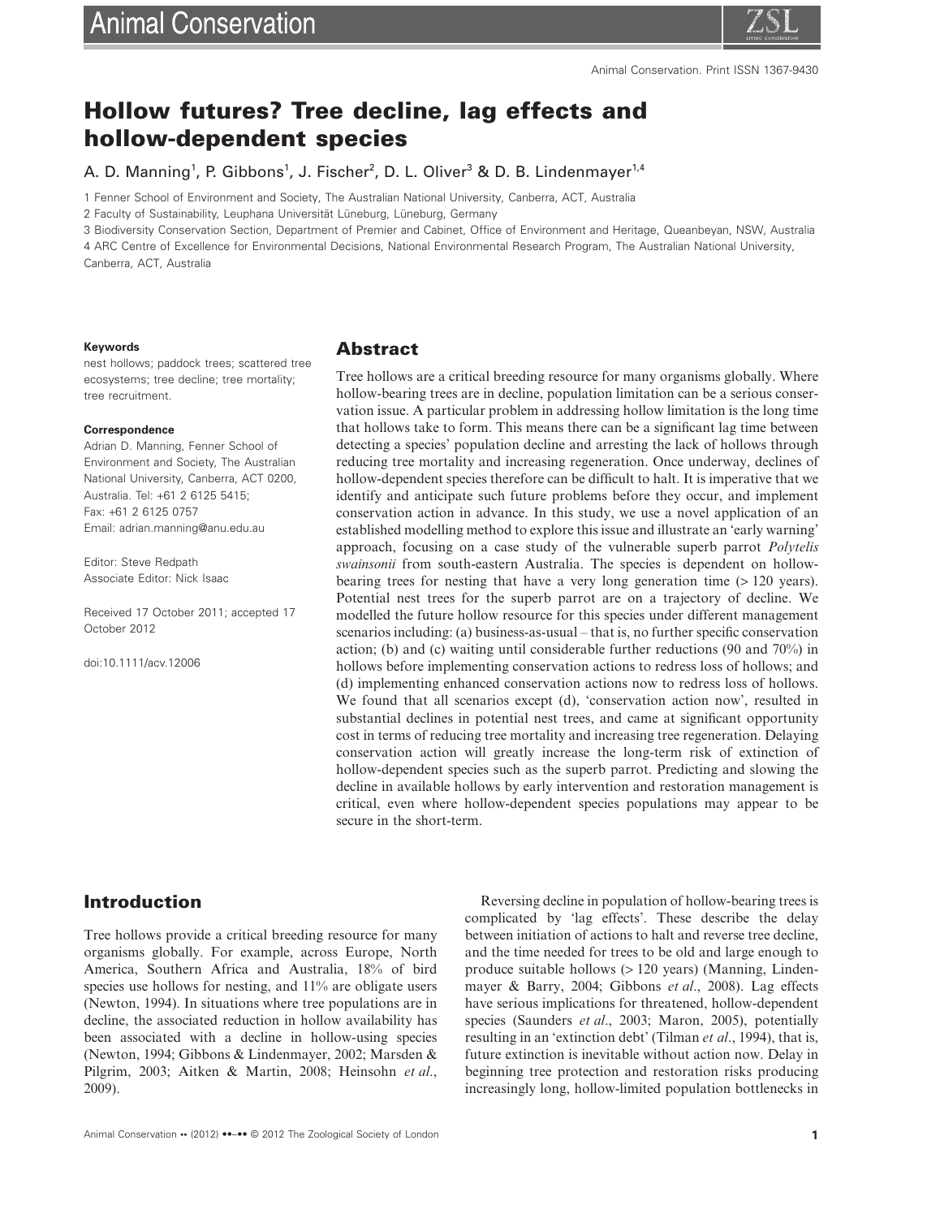# Hollow futures? Tree decline, lag effects and hollow-dependent species

A. D. Manning[1], P. Gibbons[1], J. Fischer[2], D. L. Oliver[3] & D. B. Lindenmayer[1,4]

1 Fenner School of Environment and Society, The Australian National University, Canberra, ACT, Australia

2 Faculty of Sustainability, Leuphana Universität Lüneburg, Lüneburg, Germany

3 Biodiversity Conservation Section, Department of Premier and Cabinet, Office of Environment and Heritage, Queanbeyan, NSW, Australia

4 ARC Centre of Excellence for Environmental Decisions, National Environmental Research Program, The Australian National University, Canberra, ACT, Australia

**Keywords**

nest hollows; paddock trees; scattered tree ecosystems; tree decline; tree mortality; tree recruitment.

**Correspondence**

Adrian D. Manning, Fenner School of Environment and Society, The Australian National University, Canberra, ACT 0200, Australia. Tel: +61 2 6125 5415; Fax: +61 2 6125 0757

Email: adrian.manning@anu.edu.au

Editor: Steve Redpath

Associate Editor: Nick Isaac

Received 17 October 2011; accepted 17 October 2012

doi:10.1111/acv.12006

## Abstract

Tree hollows are a critical breeding resource for many organisms globally. Where hollow-bearing trees are in decline, population limitation can be a serious conservation issue. A particular problem in addressing hollow limitation is the long time that hollows take to form. This means there can be a significant lag time between detecting a species' population decline and arresting the lack of hollows through reducing tree mortality and increasing regeneration. Once underway, declines of hollow-dependent species therefore can be difficult to halt. It is imperative that we identify and anticipate such future problems before they occur, and implement conservation action in advance. In this study, we use a novel application of an established modelling method to explore this issue and illustrate an 'early warning' approach, focusing on a case study of the vulnerable superb parrot *Polytelis swainsonii* from south-eastern Australia. The species is dependent on hollow-bearing trees for nesting that have a very long generation time (> 120 years). Potential nest trees for the superb parrot are on a trajectory of decline. We modelled the future hollow resource for this species under different management scenarios including: (a) business-as-usual – that is, no further specific conservation action; (b) and (c) waiting until considerable further reductions (90 and 70%) in hollows before implementing conservation actions to redress loss of hollows; and (d) implementing enhanced conservation actions now to redress loss of hollows. We found that all scenarios except (d), 'conservation action now', resulted in substantial declines in potential nest trees, and came at significant opportunity cost in terms of reducing tree mortality and increasing tree regeneration. Delaying conservation action will greatly increase the long-term risk of extinction of hollow-dependent species such as the superb parrot. Predicting and slowing the decline in available hollows by early intervention and restoration management is critical, even where hollow-dependent species populations may appear to be secure in the short-term.

## Introduction

Tree hollows provide a critical breeding resource for many organisms globally. For example, across Europe, North America, Southern Africa and Australia, 18% of bird species use hollows for nesting, and 11% are obligate users (Newton, 1994). In situations where tree populations are in decline, the associated reduction in hollow availability has been associated with a decline in hollow-using species (Newton, 1994; Gibbons & Lindenmayer, 2002; Marsden & Pilgrim, 2003; Aitken & Martin, 2008; Heinsohn *et al*., 2009).

Reversing decline in population of hollow-bearing trees is complicated by 'lag effects'. These describe the delay between initiation of actions to halt and reverse tree decline, and the time needed for trees to be old and large enough to produce suitable hollows (> 120 years) (Manning, Lindenmayer & Barry, 2004; Gibbons *et al*., 2008). Lag effects have serious implications for threatened, hollow-dependent species (Saunders *et al*., 2003; Maron, 2005), potentially resulting in an 'extinction debt' (Tilman *et al*., 1994), that is, future extinction is inevitable without action now. Delay in beginning tree protection and restoration risks producing increasingly long, hollow-limited population bottlenecks in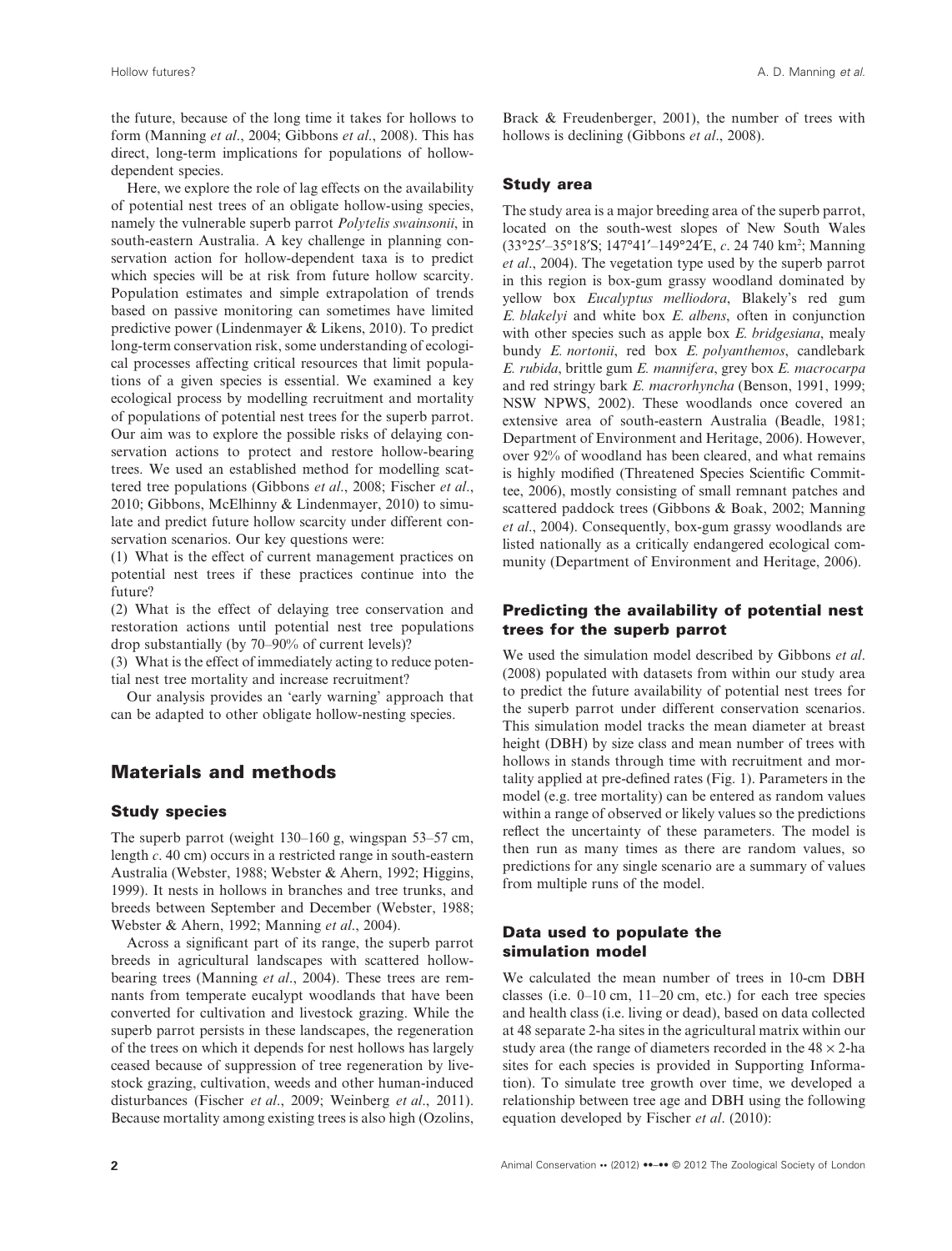the future, because of the long time it takes for hollows to form (Manning *et al*., 2004; Gibbons *et al*., 2008). This has direct, long-term implications for populations of hollow-dependent species.

Here, we explore the role of lag effects on the availability of potential nest trees of an obligate hollow-using species, namely the vulnerable superb parrot *Polytelis swainsonii*, in south-eastern Australia. A key challenge in planning conservation action for hollow-dependent taxa is to predict which species will be at risk from future hollow scarcity. Population estimates and simple extrapolation of trends based on passive monitoring can sometimes have limited predictive power (Lindenmayer & Likens, 2010). To predict long-term conservation risk, some understanding of ecological processes affecting critical resources that limit populations of a given species is essential. We examined a key ecological process by modelling recruitment and mortality of populations of potential nest trees for the superb parrot. Our aim was to explore the possible risks of delaying conservation actions to protect and restore hollow-bearing trees. We used an established method for modelling scattered tree populations (Gibbons *et al*., 2008; Fischer *et al*., 2010; Gibbons, McElhinny & Lindenmayer, 2010) to simulate and predict future hollow scarcity under different conservation scenarios. Our key questions were:

(1) What is the effect of current management practices on potential nest trees if these practices continue into the future?

(2) What is the effect of delaying tree conservation and restoration actions until potential nest tree populations drop substantially (by 70–90% of current levels)?

(3) What is the effect of immediately acting to reduce potential nest tree mortality and increase recruitment?

Our analysis provides an 'early warning' approach that can be adapted to other obligate hollow-nesting species.

# Materials and methods

## Study species

The superb parrot (weight 130–160 g, wingspan 53–57 cm, length *c*. 40 cm) occurs in a restricted range in south-eastern Australia (Webster, 1988; Webster & Ahern, 1992; Higgins, 1999). It nests in hollows in branches and tree trunks, and breeds between September and December (Webster, 1988; Webster & Ahern, 1992; Manning *et al*., 2004).

Across a significant part of its range, the superb parrot breeds in agricultural landscapes with scattered hollow-bearing trees (Manning *et al*., 2004). These trees are remnants from temperate eucalypt woodlands that have been converted for cultivation and livestock grazing. While the superb parrot persists in these landscapes, the regeneration of the trees on which it depends for nest hollows has largely ceased because of suppression of tree regeneration by livestock grazing, cultivation, weeds and other human-induced disturbances (Fischer *et al*., 2009; Weinberg *et al*., 2011). Because mortality among existing trees is also high (Ozolins, Brack & Freudenberger, 2001), the number of trees with hollows is declining (Gibbons *et al*., 2008).

## Study area

The study area is a major breeding area of the superb parrot, located on the south-west slopes of New South Wales (33°25′–35°18′S; 147°41′–149°24′E, *c*. 24 740 km$^2$; Manning *et al*., 2004). The vegetation type used by the superb parrot in this region is box-gum grassy woodland dominated by yellow box *Eucalyptus melliodora*, Blakely's red gum *E. blakelyi* and white box *E. albens*, often in conjunction with other species such as apple box *E. bridgesiana*, mealy bundy *E. nortonii*, red box *E. polyanthemos*, candlebark *E. rubida*, brittle gum *E. mannifera*, grey box *E. macrocarpa* and red stringy bark *E. macrorhyncha* (Benson, 1991, 1999; NSW NPWS, 2002). These woodlands once covered an extensive area of south-eastern Australia (Beadle, 1981; Department of Environment and Heritage, 2006). However, over 92% of woodland has been cleared, and what remains is highly modified (Threatened Species Scientific Committee, 2006), mostly consisting of small remnant patches and scattered paddock trees (Gibbons & Boak, 2002; Manning *et al*., 2004). Consequently, box-gum grassy woodlands are listed nationally as a critically endangered ecological community (Department of Environment and Heritage, 2006).

## Predicting the availability of potential nest trees for the superb parrot

We used the simulation model described by Gibbons *et al*. (2008) populated with datasets from within our study area to predict the future availability of potential nest trees for the superb parrot under different conservation scenarios. This simulation model tracks the mean diameter at breast height (DBH) by size class and mean number of trees with hollows in stands through time with recruitment and mortality applied at pre-defined rates (Fig. 1). Parameters in the model (e.g. tree mortality) can be entered as random values within a range of observed or likely values so the predictions reflect the uncertainty of these parameters. The model is then run as many times as there are random values, so predictions for any single scenario are a summary of values from multiple runs of the model.

## Data used to populate the simulation model

We calculated the mean number of trees in 10-cm DBH classes (i.e. 0–10 cm, 11–20 cm, etc.) for each tree species and health class (i.e. living or dead), based on data collected at 48 separate 2-ha sites in the agricultural matrix within our study area (the range of diameters recorded in the 48 × 2-ha sites for each species is provided in Supporting Information). To simulate tree growth over time, we developed a relationship between tree age and DBH using the following equation developed by Fischer *et al*. (2010):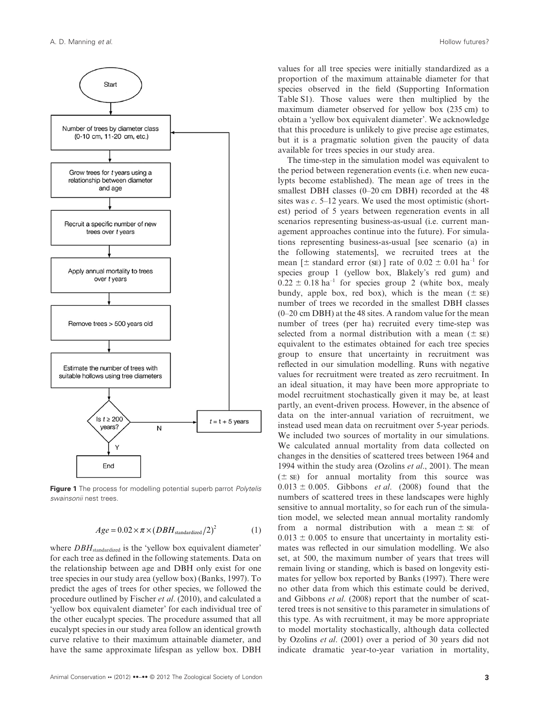Start

Number of trees by diameter class (0-10 cm, 11-20 cm, etc.)

Grow trees for *t* years using a relationship between diameter and age

Recruit a specific number of new trees over *t* years

Apply annual mortality to trees over *t* years

Remove trees > 500 years old

Estimate the number of trees with suitable hollows using tree diameters

Is $t \geq 200$ years? Y → End; N → $t = t + 5$ years

**Figure 1** The process for modelling potential superb parrot *Polytelis swainsonii* nest trees.

$$Age = 0.02 \times \pi \times (DBH_{\text{standardized}}/2)^2 \qquad (1)$$

where $DBH_{\text{standardized}}$ is the 'yellow box equivalent diameter' for each tree as defined in the following statements. Data on the relationship between age and DBH only exist for one tree species in our study area (yellow box) (Banks, 1997). To predict the ages of trees for other species, we followed the procedure outlined by Fischer *et al*. (2010), and calculated a 'yellow box equivalent diameter' for each individual tree of the other eucalypt species. The procedure assumed that all eucalypt species in our study area follow an identical growth curve relative to their maximum attainable diameter, and have the same approximate lifespan as yellow box. DBH values for all tree species were initially standardized as a proportion of the maximum attainable diameter for that species observed in the field (Supporting Information Table S1). Those values were then multiplied by the maximum diameter observed for yellow box (235 cm) to obtain a 'yellow box equivalent diameter'. We acknowledge that this procedure is unlikely to give precise age estimates, but it is a pragmatic solution given the paucity of data available for trees species in our study area.

The time-step in the simulation model was equivalent to the period between regeneration events (i.e. when new eucalypts become established). The mean age of trees in the smallest DBH classes (0–20 cm DBH) recorded at the 48 sites was *c*. 5–12 years. We used the most optimistic (shortest) period of 5 years between regeneration events in all scenarios representing business-as-usual (i.e. current management approaches continue into the future). For simulations representing business-as-usual [see scenario (a) in the following statements], we recruited trees at the mean [$\pm$ standard error (SE) ] rate of $0.02 \pm 0.01$ ha$^{-1}$ for species group 1 (yellow box, Blakely's red gum) and $0.22 \pm 0.18$ ha$^{-1}$ for species group 2 (white box, mealy bundy, apple box, red box), which is the mean ($\pm$ SE) number of trees we recorded in the smallest DBH classes (0–20 cm DBH) at the 48 sites. A random value for the mean number of trees (per ha) recruited every time-step was selected from a normal distribution with a mean ($\pm$ SE) equivalent to the estimates obtained for each tree species group to ensure that uncertainty in recruitment was reflected in our simulation modelling. Runs with negative values for recruitment were treated as zero recruitment. In an ideal situation, it may have been more appropriate to model recruitment stochastically given it may be, at least partly, an event-driven process. However, in the absence of data on the inter-annual variation of recruitment, we instead used mean data on recruitment over 5-year periods. We included two sources of mortality in our simulations. We calculated annual mortality from data collected on changes in the densities of scattered trees between 1964 and 1994 within the study area (Ozolins *et al*., 2001). The mean ($\pm$ SE) for annual mortality from this source was $0.013 \pm 0.005$. Gibbons *et al*. (2008) found that the numbers of scattered trees in these landscapes were highly sensitive to annual mortality, so for each run of the simulation model, we selected mean annual mortality randomly from a normal distribution with a mean $\pm$ SE of $0.013 \pm 0.005$ to ensure that uncertainty in mortality estimates was reflected in our simulation modelling. We also set, at 500, the maximum number of years that trees will remain living or standing, which is based on longevity estimates for yellow box reported by Banks (1997). There were no other data from which this estimate could be derived, and Gibbons *et al*. (2008) report that the number of scattered trees is not sensitive to this parameter in simulations of this type. As with recruitment, it may be more appropriate to model mortality stochastically, although data collected by Ozolins *et al*. (2001) over a period of 30 years did not indicate dramatic year-to-year variation in mortality,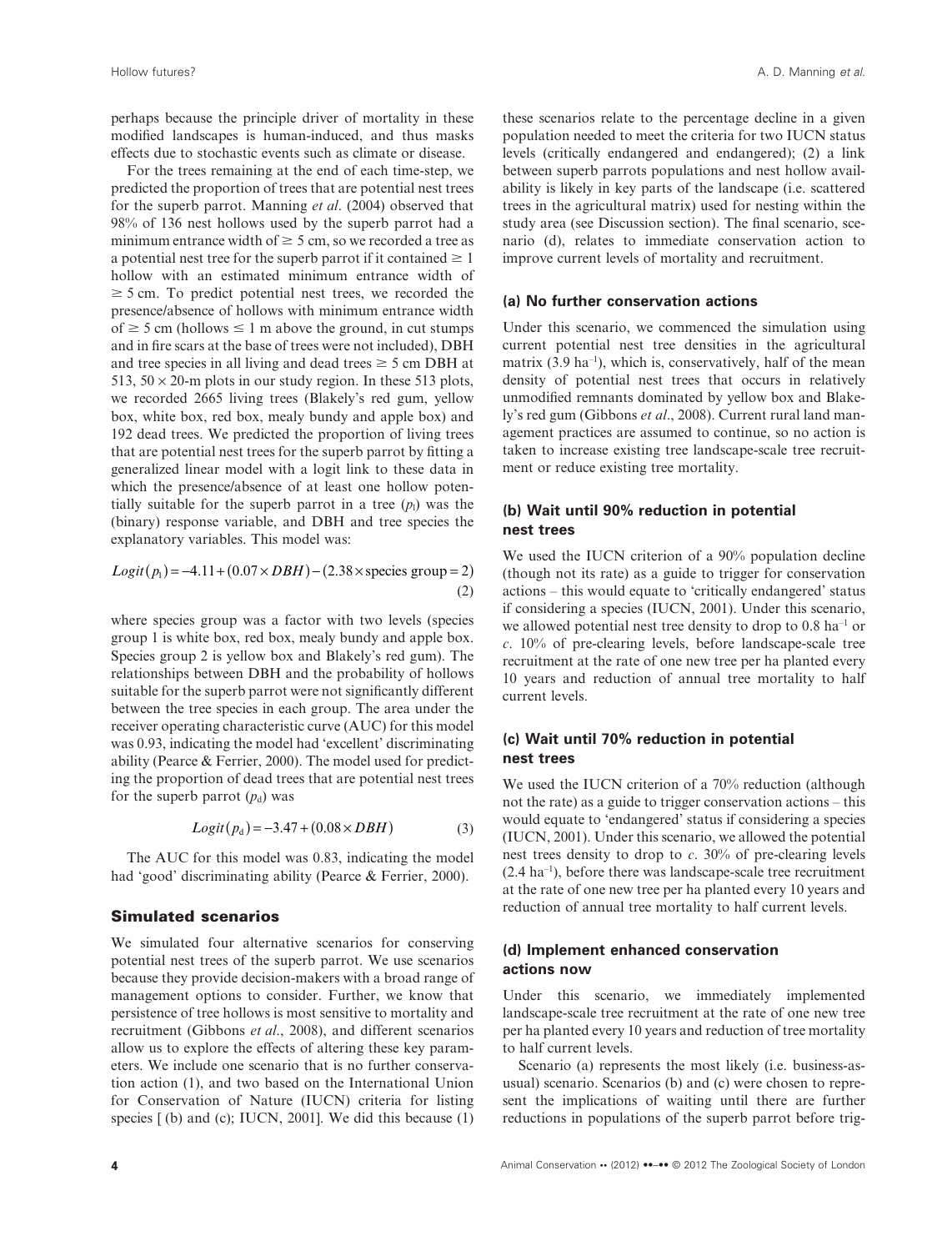perhaps because the principle driver of mortality in these modified landscapes is human-induced, and thus masks effects due to stochastic events such as climate or disease.

For the trees remaining at the end of each time-step, we predicted the proportion of trees that are potential nest trees for the superb parrot. Manning *et al*. (2004) observed that 98% of 136 nest hollows used by the superb parrot had a minimum entrance width of $\geq 5$ cm, so we recorded a tree as a potential nest tree for the superb parrot if it contained $\geq 1$ hollow with an estimated minimum entrance width of $\geq 5$ cm. To predict potential nest trees, we recorded the presence/absence of hollows with minimum entrance width of $\geq 5$ cm (hollows $\leq 1$ m above the ground, in cut stumps and in fire scars at the base of trees were not included), DBH and tree species in all living and dead trees $\geq 5$ cm DBH at 513, $50 \times 20$-m plots in our study region. In these 513 plots, we recorded 2665 living trees (Blakely's red gum, yellow box, white box, red box, mealy bundy and apple box) and 192 dead trees. We predicted the proportion of living trees that are potential nest trees for the superb parrot by fitting a generalized linear model with a logit link to these data in which the presence/absence of at least one hollow potentially suitable for the superb parrot in a tree ($p_l$) was the (binary) response variable, and DBH and tree species the explanatory variables. This model was:

$$Logit(p_l) = -4.11 + (0.07 \times DBH) - (2.38 \times \text{species group} = 2) \tag{2}$$

where species group was a factor with two levels (species group 1 is white box, red box, mealy bundy and apple box. Species group 2 is yellow box and Blakely's red gum). The relationships between DBH and the probability of hollows suitable for the superb parrot were not significantly different between the tree species in each group. The area under the receiver operating characteristic curve (AUC) for this model was 0.93, indicating the model had 'excellent' discriminating ability (Pearce & Ferrier, 2000). The model used for predicting the proportion of dead trees that are potential nest trees for the superb parrot ($p_d$) was

$$Logit(p_d) = -3.47 + (0.08 \times DBH) \tag{3}$$

The AUC for this model was 0.83, indicating the model had 'good' discriminating ability (Pearce & Ferrier, 2000).

## Simulated scenarios

We simulated four alternative scenarios for conserving potential nest trees of the superb parrot. We use scenarios because they provide decision-makers with a broad range of management options to consider. Further, we know that persistence of tree hollows is most sensitive to mortality and recruitment (Gibbons *et al*., 2008), and different scenarios allow us to explore the effects of altering these key parameters. We include one scenario that is no further conservation action (1), and two based on the International Union for Conservation of Nature (IUCN) criteria for listing species [ (b) and (c); IUCN, 2001]. We did this because (1) these scenarios relate to the percentage decline in a given population needed to meet the criteria for two IUCN status levels (critically endangered and endangered); (2) a link between superb parrots populations and nest hollow availability is likely in key parts of the landscape (i.e. scattered trees in the agricultural matrix) used for nesting within the study area (see Discussion section). The final scenario, scenario (d), relates to immediate conservation action to improve current levels of mortality and recruitment.

### (a) No further conservation actions

Under this scenario, we commenced the simulation using current potential nest tree densities in the agricultural matrix (3.9 ha$^{-1}$), which is, conservatively, half of the mean density of potential nest trees that occurs in relatively unmodified remnants dominated by yellow box and Blakely's red gum (Gibbons *et al*., 2008). Current rural land management practices are assumed to continue, so no action is taken to increase existing tree landscape-scale tree recruitment or reduce existing tree mortality.

### (b) Wait until 90% reduction in potential nest trees

We used the IUCN criterion of a 90% population decline (though not its rate) as a guide to trigger for conservation actions – this would equate to 'critically endangered' status if considering a species (IUCN, 2001). Under this scenario, we allowed potential nest tree density to drop to 0.8 ha$^{-1}$ or *c*. 10% of pre-clearing levels, before landscape-scale tree recruitment at the rate of one new tree per ha planted every 10 years and reduction of annual tree mortality to half current levels.

### (c) Wait until 70% reduction in potential nest trees

We used the IUCN criterion of a 70% reduction (although not the rate) as a guide to trigger conservation actions – this would equate to 'endangered' status if considering a species (IUCN, 2001). Under this scenario, we allowed the potential nest trees density to drop to *c*. 30% of pre-clearing levels (2.4 ha$^{-1}$), before there was landscape-scale tree recruitment at the rate of one new tree per ha planted every 10 years and reduction of annual tree mortality to half current levels.

### (d) Implement enhanced conservation actions now

Under this scenario, we immediately implemented landscape-scale tree recruitment at the rate of one new tree per ha planted every 10 years and reduction of tree mortality to half current levels.

Scenario (a) represents the most likely (i.e. business-as-usual) scenario. Scenarios (b) and (c) were chosen to represent the implications of waiting until there are further reductions in populations of the superb parrot before trig-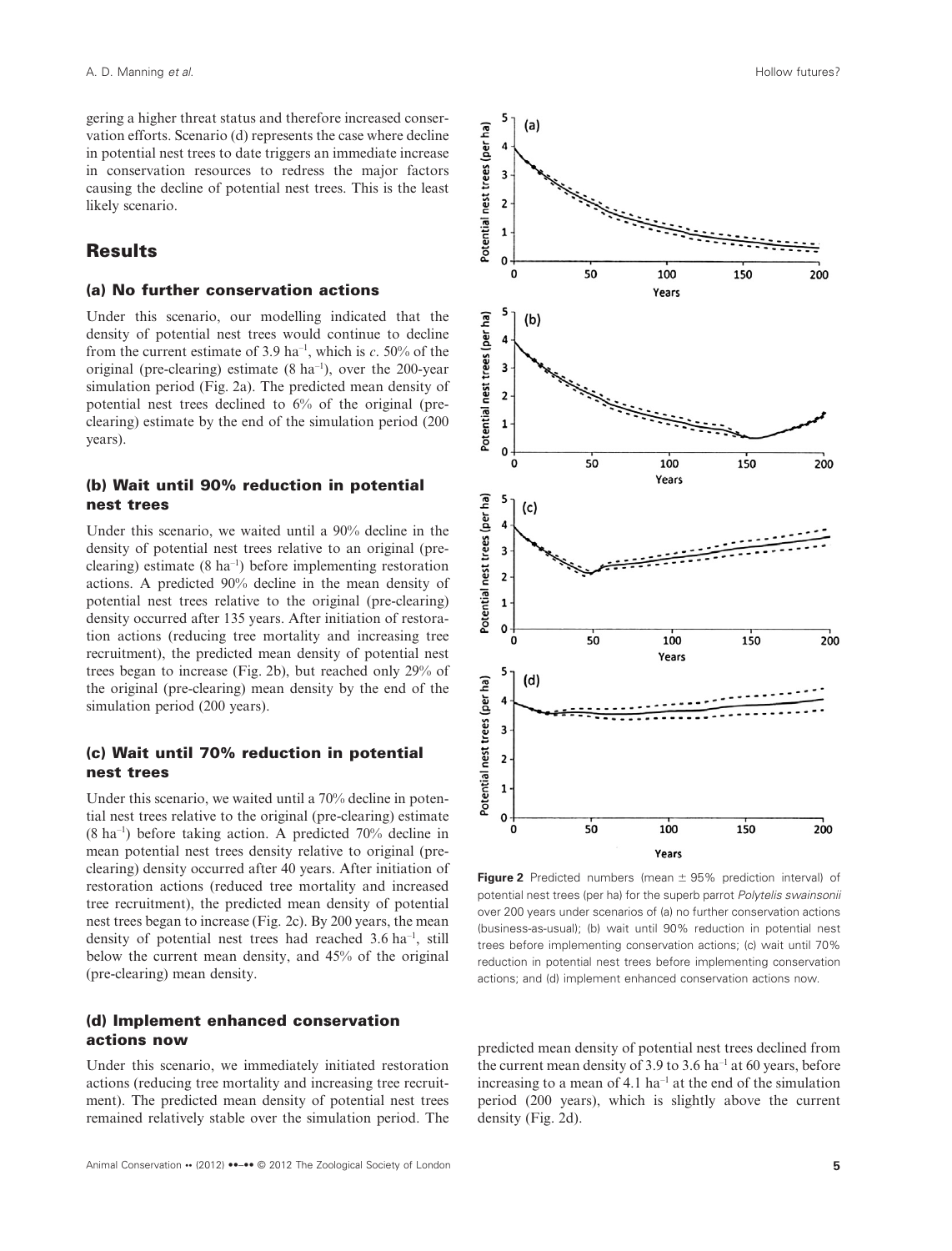gering a higher threat status and therefore increased conservation efforts. Scenario (d) represents the case where decline in potential nest trees to date triggers an immediate increase in conservation resources to redress the major factors causing the decline of potential nest trees. This is the least likely scenario.

## Results

### (a) No further conservation actions

Under this scenario, our modelling indicated that the density of potential nest trees would continue to decline from the current estimate of 3.9 $ha^{-1}$, which is *c*. 50% of the original (pre-clearing) estimate (8 $ha^{-1}$), over the 200-year simulation period (Fig. 2a). The predicted mean density of potential nest trees declined to 6% of the original (pre-clearing) estimate by the end of the simulation period (200 years).

### (b) Wait until 90% reduction in potential nest trees

Under this scenario, we waited until a 90% decline in the density of potential nest trees relative to an original (pre-clearing) estimate (8 $ha^{-1}$) before implementing restoration actions. A predicted 90% decline in the mean density of potential nest trees relative to the original (pre-clearing) density occurred after 135 years. After initiation of restoration actions (reducing tree mortality and increasing tree recruitment), the predicted mean density of potential nest trees began to increase (Fig. 2b), but reached only 29% of the original (pre-clearing) mean density by the end of the simulation period (200 years).

### (c) Wait until 70% reduction in potential nest trees

Under this scenario, we waited until a 70% decline in potential nest trees relative to the original (pre-clearing) estimate (8 $ha^{-1}$) before taking action. A predicted 70% decline in mean potential nest trees density relative to original (pre-clearing) density occurred after 40 years. After initiation of restoration actions (reduced tree mortality and increased tree recruitment), the predicted mean density of potential nest trees began to increase (Fig. 2c). By 200 years, the mean density of potential nest trees had reached 3.6 $ha^{-1}$, still below the current mean density, and 45% of the original (pre-clearing) mean density.

### (d) Implement enhanced conservation actions now

Under this scenario, we immediately initiated restoration actions (reducing tree mortality and increasing tree recruitment). The predicted mean density of potential nest trees remained relatively stable over the simulation period. The predicted mean density of potential nest trees declined from the current mean density of 3.9 to 3.6 $ha^{-1}$ at 60 years, before increasing to a mean of 4.1 $ha^{-1}$ at the end of the simulation period (200 years), which is slightly above the current density (Fig. 2d).

**Figure 2** Predicted numbers (mean ± 95% prediction interval) of potential nest trees (per ha) for the superb parrot *Polytelis swainsonii* over 200 years under scenarios of (a) no further conservation actions (business-as-usual); (b) wait until 90% reduction in potential nest trees before implementing conservation actions; (c) wait until 70% reduction in potential nest trees before implementing conservation actions; and (d) implement enhanced conservation actions now.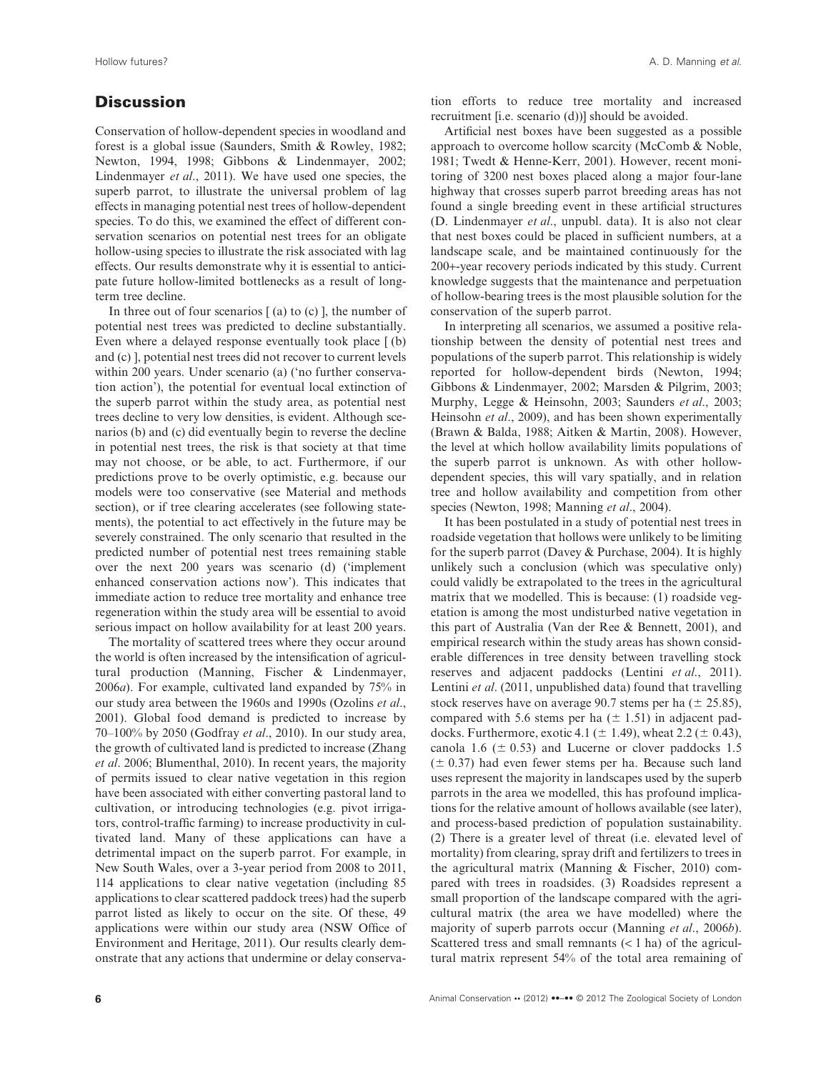## Discussion

Conservation of hollow-dependent species in woodland and forest is a global issue (Saunders, Smith & Rowley, 1982; Newton, 1994, 1998; Gibbons & Lindenmayer, 2002; Lindenmayer *et al*., 2011). We have used one species, the superb parrot, to illustrate the universal problem of lag effects in managing potential nest trees of hollow-dependent species. To do this, we examined the effect of different conservation scenarios on potential nest trees for an obligate hollow-using species to illustrate the risk associated with lag effects. Our results demonstrate why it is essential to anticipate future hollow-limited bottlenecks as a result of long-term tree decline.

In three out of four scenarios [ (a) to (c) ], the number of potential nest trees was predicted to decline substantially. Even where a delayed response eventually took place [ (b) and (c) ], potential nest trees did not recover to current levels within 200 years. Under scenario (a) ('no further conservation action'), the potential for eventual local extinction of the superb parrot within the study area, as potential nest trees decline to very low densities, is evident. Although scenarios (b) and (c) did eventually begin to reverse the decline in potential nest trees, the risk is that society at that time may not choose, or be able, to act. Furthermore, if our predictions prove to be overly optimistic, e.g. because our models were too conservative (see Material and methods section), or if tree clearing accelerates (see following statements), the potential to act effectively in the future may be severely constrained. The only scenario that resulted in the predicted number of potential nest trees remaining stable over the next 200 years was scenario (d) ('implement enhanced conservation actions now'). This indicates that immediate action to reduce tree mortality and enhance tree regeneration within the study area will be essential to avoid serious impact on hollow availability for at least 200 years.

The mortality of scattered trees where they occur around the world is often increased by the intensification of agricultural production (Manning, Fischer & Lindenmayer, 2006*a*). For example, cultivated land expanded by 75% in our study area between the 1960s and 1990s (Ozolins *et al*., 2001). Global food demand is predicted to increase by 70–100% by 2050 (Godfray *et al*., 2010). In our study area, the growth of cultivated land is predicted to increase (Zhang *et al*. 2006; Blumenthal, 2010). In recent years, the majority of permits issued to clear native vegetation in this region have been associated with either converting pastoral land to cultivation, or introducing technologies (e.g. pivot irrigators, control-traffic farming) to increase productivity in cultivated land. Many of these applications can have a detrimental impact on the superb parrot. For example, in New South Wales, over a 3-year period from 2008 to 2011, 114 applications to clear native vegetation (including 85 applications to clear scattered paddock trees) had the superb parrot listed as likely to occur on the site. Of these, 49 applications were within our study area (NSW Office of Environment and Heritage, 2011). Our results clearly demonstrate that any actions that undermine or delay conservation efforts to reduce tree mortality and increased recruitment [i.e. scenario (d))] should be avoided.

Artificial nest boxes have been suggested as a possible approach to overcome hollow scarcity (McComb & Noble, 1981; Twedt & Henne-Kerr, 2001). However, recent monitoring of 3200 nest boxes placed along a major four-lane highway that crosses superb parrot breeding areas has not found a single breeding event in these artificial structures (D. Lindenmayer *et al*., unpubl. data). It is also not clear that nest boxes could be placed in sufficient numbers, at a landscape scale, and be maintained continuously for the 200+-year recovery periods indicated by this study. Current knowledge suggests that the maintenance and perpetuation of hollow-bearing trees is the most plausible solution for the conservation of the superb parrot.

In interpreting all scenarios, we assumed a positive relationship between the density of potential nest trees and populations of the superb parrot. This relationship is widely reported for hollow-dependent birds (Newton, 1994; Gibbons & Lindenmayer, 2002; Marsden & Pilgrim, 2003; Murphy, Legge & Heinsohn, 2003; Saunders *et al*., 2003; Heinsohn *et al*., 2009), and has been shown experimentally (Brawn & Balda, 1988; Aitken & Martin, 2008). However, the level at which hollow availability limits populations of the superb parrot is unknown. As with other hollow-dependent species, this will vary spatially, and in relation tree and hollow availability and competition from other species (Newton, 1998; Manning *et al*., 2004).

It has been postulated in a study of potential nest trees in roadside vegetation that hollows were unlikely to be limiting for the superb parrot (Davey & Purchase, 2004). It is highly unlikely such a conclusion (which was speculative only) could validly be extrapolated to the trees in the agricultural matrix that we modelled. This is because: (1) roadside vegetation is among the most undisturbed native vegetation in this part of Australia (Van der Ree & Bennett, 2001), and empirical research within the study areas has shown considerable differences in tree density between travelling stock reserves and adjacent paddocks (Lentini *et al*., 2011). Lentini *et al*. (2011, unpublished data) found that travelling stock reserves have on average 90.7 stems per ha ($\pm$ 25.85), compared with 5.6 stems per ha ($\pm$ 1.51) in adjacent paddocks. Furthermore, exotic 4.1 ($\pm$ 1.49), wheat 2.2 ($\pm$ 0.43), canola 1.6 ($\pm$ 0.53) and Lucerne or clover paddocks 1.5 ($\pm$ 0.37) had even fewer stems per ha. Because such land uses represent the majority in landscapes used by the superb parrots in the area we modelled, this has profound implications for the relative amount of hollows available (see later), and process-based prediction of population sustainability. (2) There is a greater level of threat (i.e. elevated level of mortality) from clearing, spray drift and fertilizers to trees in the agricultural matrix (Manning & Fischer, 2010) compared with trees in roadsides. (3) Roadsides represent a small proportion of the landscape compared with the agricultural matrix (the area we have modelled) where the majority of superb parrots occur (Manning *et al*., 2006*b*). Scattered tress and small remnants (< 1 ha) of the agricultural matrix represent 54% of the total area remaining of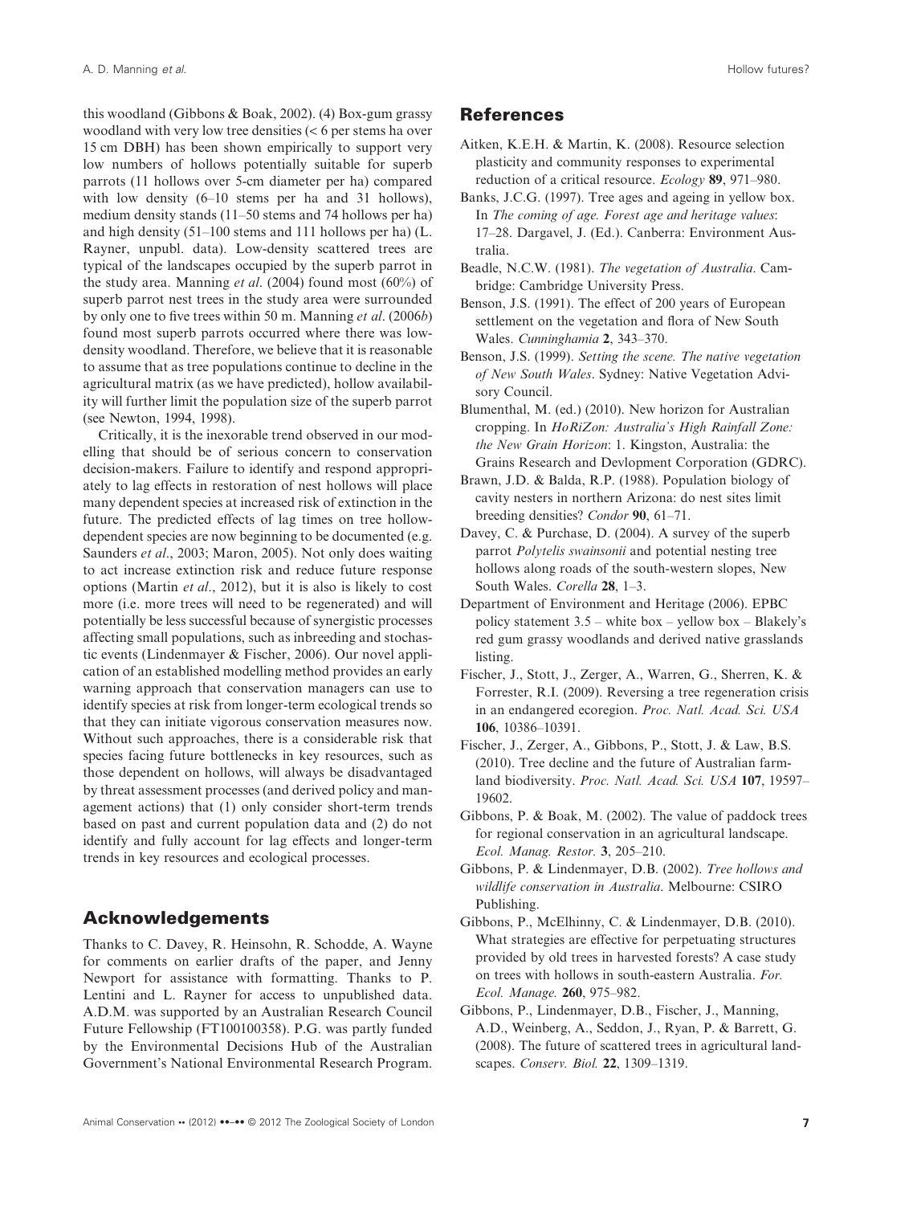this woodland (Gibbons & Boak, 2002). (4) Box-gum grassy woodland with very low tree densities (< 6 per stems ha over 15 cm DBH) has been shown empirically to support very low numbers of hollows potentially suitable for superb parrots (11 hollows over 5-cm diameter per ha) compared with low density (6–10 stems per ha and 31 hollows), medium density stands (11–50 stems and 74 hollows per ha) and high density (51–100 stems and 111 hollows per ha) (L. Rayner, unpubl. data). Low-density scattered trees are typical of the landscapes occupied by the superb parrot in the study area. Manning *et al*. (2004) found most (60%) of superb parrot nest trees in the study area were surrounded by only one to five trees within 50 m. Manning *et al*. (2006*b*) found most superb parrots occurred where there was low-density woodland. Therefore, we believe that it is reasonable to assume that as tree populations continue to decline in the agricultural matrix (as we have predicted), hollow availability will further limit the population size of the superb parrot (see Newton, 1994, 1998).

Critically, it is the inexorable trend observed in our modelling that should be of serious concern to conservation decision-makers. Failure to identify and respond appropriately to lag effects in restoration of nest hollows will place many dependent species at increased risk of extinction in the future. The predicted effects of lag times on tree hollow-dependent species are now beginning to be documented (e.g. Saunders *et al*., 2003; Maron, 2005). Not only does waiting to act increase extinction risk and reduce future response options (Martin *et al*., 2012), but it is also is likely to cost more (i.e. more trees will need to be regenerated) and will potentially be less successful because of synergistic processes affecting small populations, such as inbreeding and stochastic events (Lindenmayer & Fischer, 2006). Our novel application of an established modelling method provides an early warning approach that conservation managers can use to identify species at risk from longer-term ecological trends so that they can initiate vigorous conservation measures now. Without such approaches, there is a considerable risk that species facing future bottlenecks in key resources, such as those dependent on hollows, will always be disadvantaged by threat assessment processes (and derived policy and management actions) that (1) only consider short-term trends based on past and current population data and (2) do not identify and fully account for lag effects and longer-term trends in key resources and ecological processes.

## Acknowledgements

Thanks to C. Davey, R. Heinsohn, R. Schodde, A. Wayne for comments on earlier drafts of the paper, and Jenny Newport for assistance with formatting. Thanks to P. Lentini and L. Rayner for access to unpublished data. A.D.M. was supported by an Australian Research Council Future Fellowship (FT100100358). P.G. was partly funded by the Environmental Decisions Hub of the Australian Government's National Environmental Research Program.

## References

Aitken, K.E.H. & Martin, K. (2008). Resource selection plasticity and community responses to experimental reduction of a critical resource. *Ecology* **89**, 971–980.

Banks, J.C.G. (1997). Tree ages and ageing in yellow box. In *The coming of age. Forest age and heritage values*: 17–28. Dargavel, J. (Ed.). Canberra: Environment Australia.

Beadle, N.C.W. (1981). *The vegetation of Australia*. Cambridge: Cambridge University Press.

Benson, J.S. (1991). The effect of 200 years of European settlement on the vegetation and flora of New South Wales. *Cunninghamia* **2**, 343–370.

Benson, J.S. (1999). *Setting the scene. The native vegetation of New South Wales*. Sydney: Native Vegetation Advisory Council.

Blumenthal, M. (ed.) (2010). New horizon for Australian cropping. In *HoRiZon: Australia's High Rainfall Zone: the New Grain Horizon*: 1. Kingston, Australia: the Grains Research and Devlopment Corporation (GDRC).

Brawn, J.D. & Balda, R.P. (1988). Population biology of cavity nesters in northern Arizona: do nest sites limit breeding densities? *Condor* **90**, 61–71.

Davey, C. & Purchase, D. (2004). A survey of the superb parrot *Polytelis swainsonii* and potential nesting tree hollows along roads of the south-western slopes, New South Wales. *Corella* **28**, 1–3.

Department of Environment and Heritage (2006). EPBC policy statement 3.5 – white box – yellow box – Blakely's red gum grassy woodlands and derived native grasslands listing.

Fischer, J., Stott, J., Zerger, A., Warren, G., Sherren, K. & Forrester, R.I. (2009). Reversing a tree regeneration crisis in an endangered ecoregion. *Proc. Natl. Acad. Sci. USA* **106**, 10386–10391.

Fischer, J., Zerger, A., Gibbons, P., Stott, J. & Law, B.S. (2010). Tree decline and the future of Australian farmland biodiversity. *Proc. Natl. Acad. Sci. USA* **107**, 19597–19602.

Gibbons, P. & Boak, M. (2002). The value of paddock trees for regional conservation in an agricultural landscape. *Ecol. Manag. Restor.* **3**, 205–210.

Gibbons, P. & Lindenmayer, D.B. (2002). *Tree hollows and wildlife conservation in Australia*. Melbourne: CSIRO Publishing.

Gibbons, P., McElhinny, C. & Lindenmayer, D.B. (2010). What strategies are effective for perpetuating structures provided by old trees in harvested forests? A case study on trees with hollows in south-eastern Australia. *For. Ecol. Manage.* **260**, 975–982.

Gibbons, P., Lindenmayer, D.B., Fischer, J., Manning, A.D., Weinberg, A., Seddon, J., Ryan, P. & Barrett, G. (2008). The future of scattered trees in agricultural landscapes. *Conserv. Biol.* **22**, 1309–1319.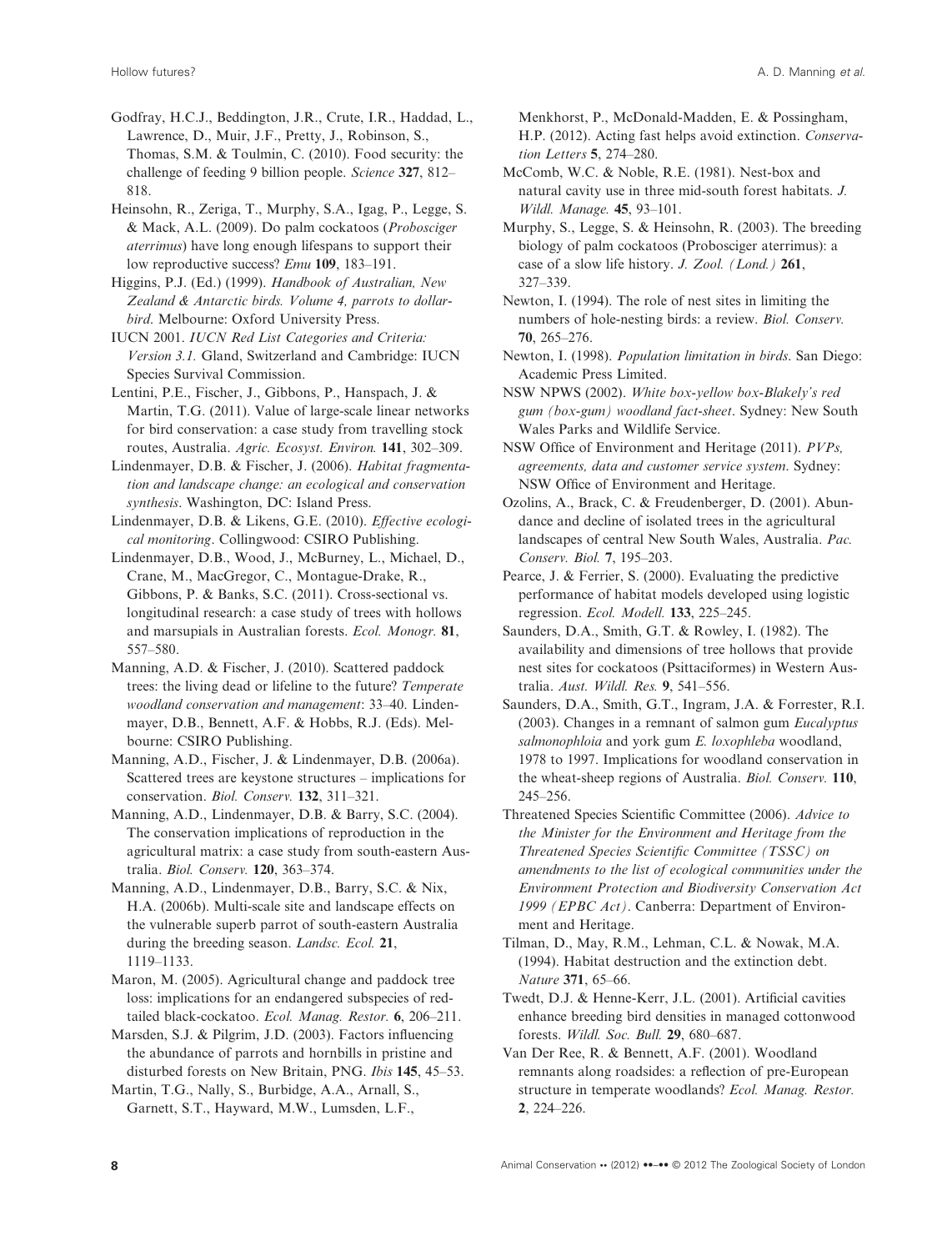Godfray, H.C.J., Beddington, J.R., Crute, I.R., Haddad, L., Lawrence, D., Muir, J.F., Pretty, J., Robinson, S., Thomas, S.M. & Toulmin, C. (2010). Food security: the challenge of feeding 9 billion people. *Science* **327**, 812–818.

Heinsohn, R., Zeriga, T., Murphy, S.A., Igag, P., Legge, S. & Mack, A.L. (2009). Do palm cockatoos (*Probosciger aterrimus*) have long enough lifespans to support their low reproductive success? *Emu* **109**, 183–191.

Higgins, P.J. (Ed.) (1999). *Handbook of Australian, New Zealand & Antarctic birds. Volume 4, parrots to dollarbird*. Melbourne: Oxford University Press.

IUCN 2001. *IUCN Red List Categories and Criteria: Version 3.1.* Gland, Switzerland and Cambridge: IUCN Species Survival Commission.

Lentini, P.E., Fischer, J., Gibbons, P., Hanspach, J. & Martin, T.G. (2011). Value of large-scale linear networks for bird conservation: a case study from travelling stock routes, Australia. *Agric. Ecosyst. Environ.* **141**, 302–309.

Lindenmayer, D.B. & Fischer, J. (2006). *Habitat fragmentation and landscape change: an ecological and conservation synthesis*. Washington, DC: Island Press.

Lindenmayer, D.B. & Likens, G.E. (2010). *Effective ecological monitoring*. Collingwood: CSIRO Publishing.

Lindenmayer, D.B., Wood, J., McBurney, L., Michael, D., Crane, M., MacGregor, C., Montague-Drake, R., Gibbons, P. & Banks, S.C. (2011). Cross-sectional vs. longitudinal research: a case study of trees with hollows and marsupials in Australian forests. *Ecol. Monogr.* **81**, 557–580.

Manning, A.D. & Fischer, J. (2010). Scattered paddock trees: the living dead or lifeline to the future? *Temperate woodland conservation and management*: 33–40. Lindenmayer, D.B., Bennett, A.F. & Hobbs, R.J. (Eds). Melbourne: CSIRO Publishing.

Manning, A.D., Fischer, J. & Lindenmayer, D.B. (2006a). Scattered trees are keystone structures – implications for conservation. *Biol. Conserv.* **132**, 311–321.

Manning, A.D., Lindenmayer, D.B. & Barry, S.C. (2004). The conservation implications of reproduction in the agricultural matrix: a case study from south-eastern Australia. *Biol. Conserv.* **120**, 363–374.

Manning, A.D., Lindenmayer, D.B., Barry, S.C. & Nix, H.A. (2006b). Multi-scale site and landscape effects on the vulnerable superb parrot of south-eastern Australia during the breeding season. *Landsc. Ecol.* **21**, 1119–1133.

Maron, M. (2005). Agricultural change and paddock tree loss: implications for an endangered subspecies of red-tailed black-cockatoo. *Ecol. Manag. Restor.* **6**, 206–211.

Marsden, S.J. & Pilgrim, J.D. (2003). Factors influencing the abundance of parrots and hornbills in pristine and disturbed forests on New Britain, PNG. *Ibis* **145**, 45–53.

Martin, T.G., Nally, S., Burbidge, A.A., Arnall, S., Garnett, S.T., Hayward, M.W., Lumsden, L.F., Menkhorst, P., McDonald-Madden, E. & Possingham, H.P. (2012). Acting fast helps avoid extinction. *Conservation Letters* **5**, 274–280.

McComb, W.C. & Noble, R.E. (1981). Nest-box and natural cavity use in three mid-south forest habitats. *J. Wildl. Manage.* **45**, 93–101.

Murphy, S., Legge, S. & Heinsohn, R. (2003). The breeding biology of palm cockatoos (Probosciger aterrimus): a case of a slow life history. *J. Zool. (Lond.)* **261**, 327–339.

Newton, I. (1994). The role of nest sites in limiting the numbers of hole-nesting birds: a review. *Biol. Conserv.* **70**, 265–276.

Newton, I. (1998). *Population limitation in birds*. San Diego: Academic Press Limited.

NSW NPWS (2002). *White box-yellow box-Blakely's red gum (box-gum) woodland fact-sheet*. Sydney: New South Wales Parks and Wildlife Service.

NSW Office of Environment and Heritage (2011). *PVPs, agreements, data and customer service system*. Sydney: NSW Office of Environment and Heritage.

Ozolins, A., Brack, C. & Freudenberger, D. (2001). Abundance and decline of isolated trees in the agricultural landscapes of central New South Wales, Australia. *Pac. Conserv. Biol.* **7**, 195–203.

Pearce, J. & Ferrier, S. (2000). Evaluating the predictive performance of habitat models developed using logistic regression. *Ecol. Modell.* **133**, 225–245.

Saunders, D.A., Smith, G.T. & Rowley, I. (1982). The availability and dimensions of tree hollows that provide nest sites for cockatoos (Psittaciformes) in Western Australia. *Aust. Wildl. Res.* **9**, 541–556.

Saunders, D.A., Smith, G.T., Ingram, J.A. & Forrester, R.I. (2003). Changes in a remnant of salmon gum *Eucalyptus salmonophloia* and york gum *E. loxophleba* woodland, 1978 to 1997. Implications for woodland conservation in the wheat-sheep regions of Australia. *Biol. Conserv.* **110**, 245–256.

Threatened Species Scientific Committee (2006). *Advice to the Minister for the Environment and Heritage from the Threatened Species Scientific Committee (TSSC) on amendments to the list of ecological communities under the Environment Protection and Biodiversity Conservation Act 1999 (EPBC Act)*. Canberra: Department of Environment and Heritage.

Tilman, D., May, R.M., Lehman, C.L. & Nowak, M.A. (1994). Habitat destruction and the extinction debt. *Nature* **371**, 65–66.

Twedt, D.J. & Henne-Kerr, J.L. (2001). Artificial cavities enhance breeding bird densities in managed cottonwood forests. *Wildl. Soc. Bull.* **29**, 680–687.

Van Der Ree, R. & Bennett, A.F. (2001). Woodland remnants along roadsides: a reflection of pre-European structure in temperate woodlands? *Ecol. Manag. Restor.* **2**, 224–226.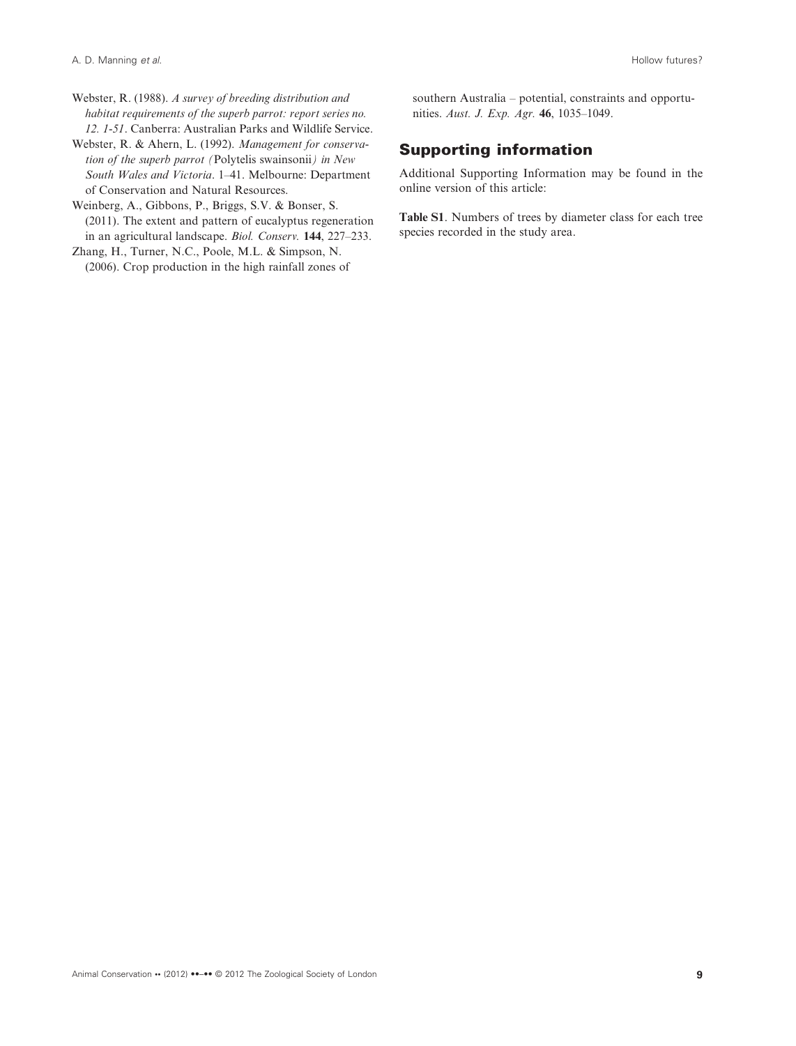Webster, R. (1988). *A survey of breeding distribution and habitat requirements of the superb parrot: report series no. 12. 1-51*. Canberra: Australian Parks and Wildlife Service.

Webster, R. & Ahern, L. (1992). *Management for conservation of the superb parrot (*Polytelis swainsonii*) in New South Wales and Victoria*. 1–41. Melbourne: Department of Conservation and Natural Resources.

Weinberg, A., Gibbons, P., Briggs, S.V. & Bonser, S. (2011). The extent and pattern of eucalyptus regeneration in an agricultural landscape. *Biol. Conserv.* **144**, 227–233.

Zhang, H., Turner, N.C., Poole, M.L. & Simpson, N. (2006). Crop production in the high rainfall zones of southern Australia – potential, constraints and opportunities. *Aust. J. Exp. Agr.* **46**, 1035–1049.

## Supporting information

Additional Supporting Information may be found in the online version of this article:

**Table S1**. Numbers of trees by diameter class for each tree species recorded in the study area.